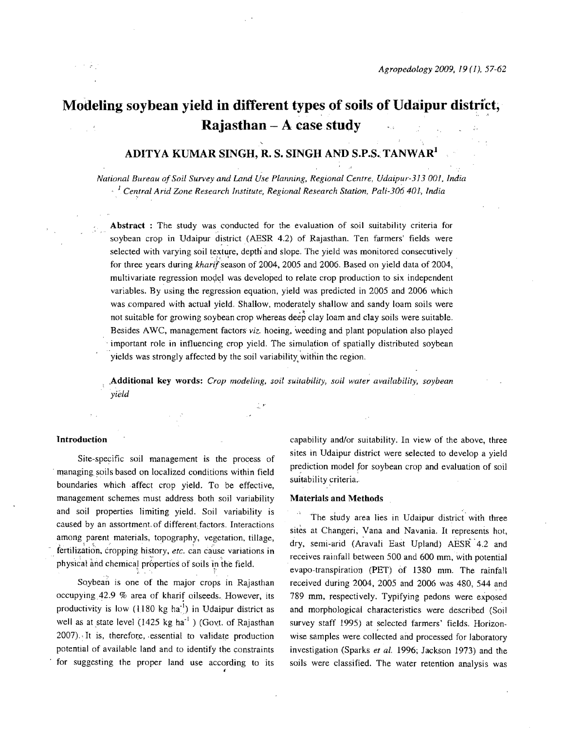# Modeling soybean yield in different types of soils of Udaipur district, Rajasthan – A case study

**ADITYA KUMAR SINGH, R. S. SINGH AND S.P.S. TANWAR[1]**

*National Bureau of Soil Survey and Land Use Planning, Regional Centre, Udaipur-313 001, India*
*[1] Central Arid Zone Research Institute, Regional Research Station, Pali-306 401, India*

**Abstract** : The study was conducted for the evaluation of soil suitability criteria for soybean crop in Udaipur district (AESR 4.2) of Rajasthan. Ten farmers' fields were selected with varying soil texture, depth and slope. The yield was monitored consecutively for three years during *kharif* season of 2004, 2005 and 2006. Based on yield data of 2004, multivariate regression model was developed to relate crop production to six independent variables. By using the regression equation, yield was predicted in 2005 and 2006 which was compared with actual yield. Shallow, moderately shallow and sandy loam soils were not suitable for growing soybean crop whereas deep clay loam and clay soils were suitable. Besides AWC, management factors *viz.* hoeing, weeding and plant population also played important role in influencing crop yield. The simulation of spatially distributed soybean yields was strongly affected by the soil variability within the region.

**Additional key words:** *Crop modeling, soil suitability, soil water availability, soybean yield*

## Introduction

Site-specific soil management is the process of managing soils based on localized conditions within field boundaries which affect crop yield. To be effective, management schemes must address both soil variability and soil properties limiting yield. Soil variability is caused by an assortment of different factors. Interactions among parent materials, topography, vegetation, tillage, fertilization, cropping history, *etc.* can cause variations in physical and chemical properties of soils in the field.

Soybean is one of the major crops in Rajasthan occupying 42.9 % area of kharif oilseeds. However, its productivity is low (1180 kg ha$^{-1}$) in Udaipur district as well as at state level (1425 kg ha$^{-1}$ ) (Govt. of Rajasthan 2007). It is, therefore, essential to validate production potential of available land and to identify the constraints for suggesting the proper land use according to its capability and/or suitability. In view of the above, three sites in Udaipur district were selected to develop a yield prediction model for soybean crop and evaluation of soil suitability criteria.

## Materials and Methods

The study area lies in Udaipur district with three sites at Changeri, Vana and Navania. It represents hot, dry, semi-arid (Aravali East Upland) AESR 4.2 and receives rainfall between 500 and 600 mm, with potential evapo-transpiration (PET) of 1380 mm. The rainfall received during 2004, 2005 and 2006 was 480, 544 and 789 mm, respectively. Typifying pedons were exposed and morphological characteristics were described (Soil survey staff 1995) at selected farmers' fields. Horizon-wise samples were collected and processed for laboratory investigation (Sparks *et al.* 1996; Jackson 1973) and the soils were classified. The water retention analysis was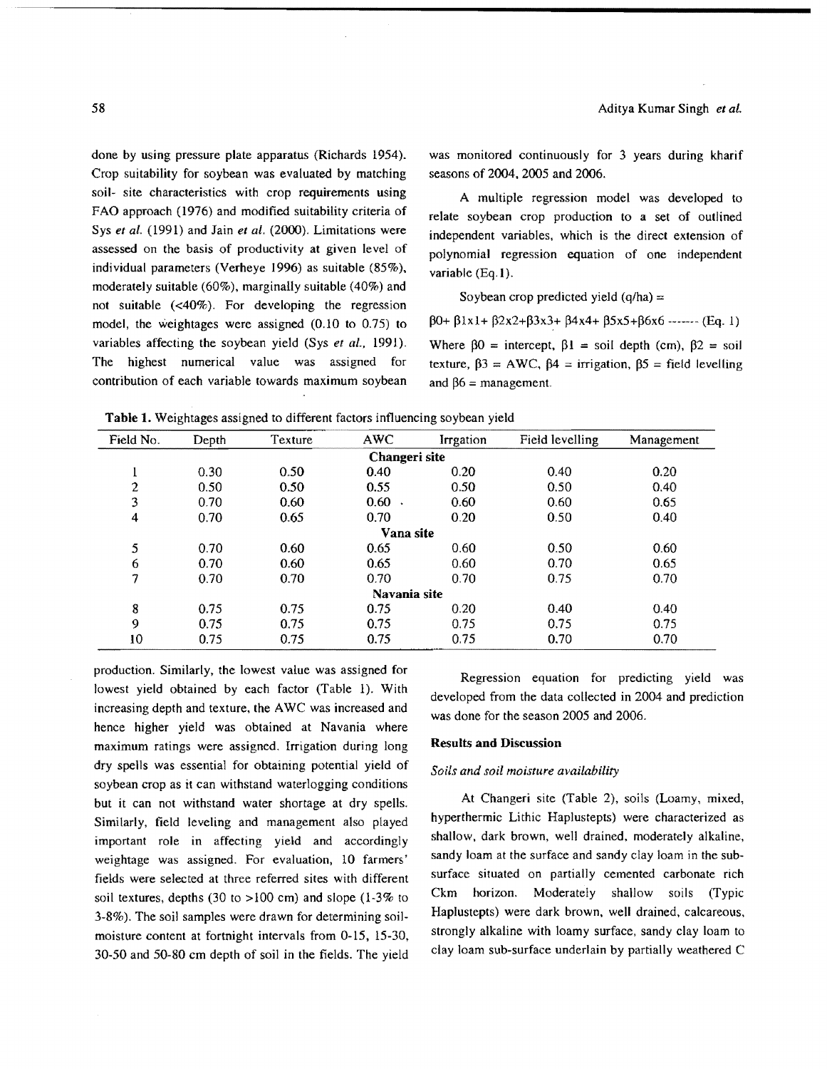done by using pressure plate apparatus (Richards 1954). Crop suitability for soybean was evaluated by matching soil- site characteristics with crop requirements using FAO approach (1976) and modified suitability criteria of Sys *et al.* (1991) and Jain *et al.* (2000). Limitations were assessed on the basis of productivity at given level of individual parameters (Verheye 1996) as suitable (85%), moderately suitable (60%), marginally suitable (40%) and not suitable (<40%). For developing the regression model, the weightages were assigned (0.10 to 0.75) to variables affecting the soybean yield (Sys *et al.,* 1991). The highest numerical value was assigned for contribution of each variable towards maximum soybean production. Similarly, the lowest value was assigned for lowest yield obtained by each factor (Table 1). With increasing depth and texture, the AWC was increased and hence higher yield was obtained at Navania where maximum ratings were assigned. Irrigation during long dry spells was essential for obtaining potential yield of soybean crop as it can withstand waterlogging conditions but it can not withstand water shortage at dry spells. Similarly, field leveling and management also played important role in affecting yield and accordingly weightage was assigned. For evaluation, 10 farmers' fields were selected at three referred sites with different soil textures, depths (30 to >100 cm) and slope (1-3% to 3-8%). The soil samples were drawn for determining soil-moisture content at fortnight intervals from 0-15, 15-30, 30-50 and 50-80 cm depth of soil in the fields. The yield was monitored continuously for 3 years during kharif seasons of 2004, 2005 and 2006.

A multiple regression model was developed to relate soybean crop production to a set of outlined independent variables, which is the direct extension of polynomial regression equation of one independent variable (Eq.1).

Soybean crop predicted yield (q/ha) =

$$\beta 0 + \beta 1x1 + \beta 2x2 + \beta 3x3 + \beta 4x4 + \beta 5x5 + \beta 6x6 \text{ ------- (Eq. 1)}$$

Where $\beta 0$ = intercept, $\beta 1$ = soil depth (cm), $\beta 2$ = soil texture, $\beta 3$ = AWC, $\beta 4$ = irrigation, $\beta 5$ = field levelling and $\beta 6$ = management.

**Table 1.** Weightages assigned to different factors influencing soybean yield

| Field No. | Depth | Texture | AWC | Irrgation | Field levelling | Management |
|---|---|---|---|---|---|---|
| | | | **Changeri site** | | | |
| 1 | 0.30 | 0.50 | 0.40 | 0.20 | 0.40 | 0.20 |
| 2 | 0.50 | 0.50 | 0.55 | 0.50 | 0.50 | 0.40 |
| 3 | 0.70 | 0.60 | 0.60 | 0.60 | 0.60 | 0.65 |
| 4 | 0.70 | 0.65 | 0.70 | 0.20 | 0.50 | 0.40 |
| | | | **Vana site** | | | |
| 5 | 0.70 | 0.60 | 0.65 | 0.60 | 0.50 | 0.60 |
| 6 | 0.70 | 0.60 | 0.65 | 0.60 | 0.70 | 0.65 |
| 7 | 0.70 | 0.70 | 0.70 | 0.70 | 0.75 | 0.70 |
| | | | **Navania site** | | | |
| 8 | 0.75 | 0.75 | 0.75 | 0.20 | 0.40 | 0.40 |
| 9 | 0.75 | 0.75 | 0.75 | 0.75 | 0.75 | 0.75 |
| 10 | 0.75 | 0.75 | 0.75 | 0.75 | 0.70 | 0.70 |

Regression equation for predicting yield was developed from the data collected in 2004 and prediction was done for the season 2005 and 2006.

## Results and Discussion

### *Soils and soil moisture availability*

At Changeri site (Table 2), soils (Loamy, mixed, hyperthermic Lithic Haplustepts) were characterized as shallow, dark brown, well drained, moderately alkaline, sandy loam at the surface and sandy clay loam in the sub-surface situated on partially cemented carbonate rich Ckm horizon. Moderately shallow soils (Typic Haplustepts) were dark brown, well drained, calcareous, strongly alkaline with loamy surface, sandy clay loam to clay loam sub-surface underlain by partially weathered C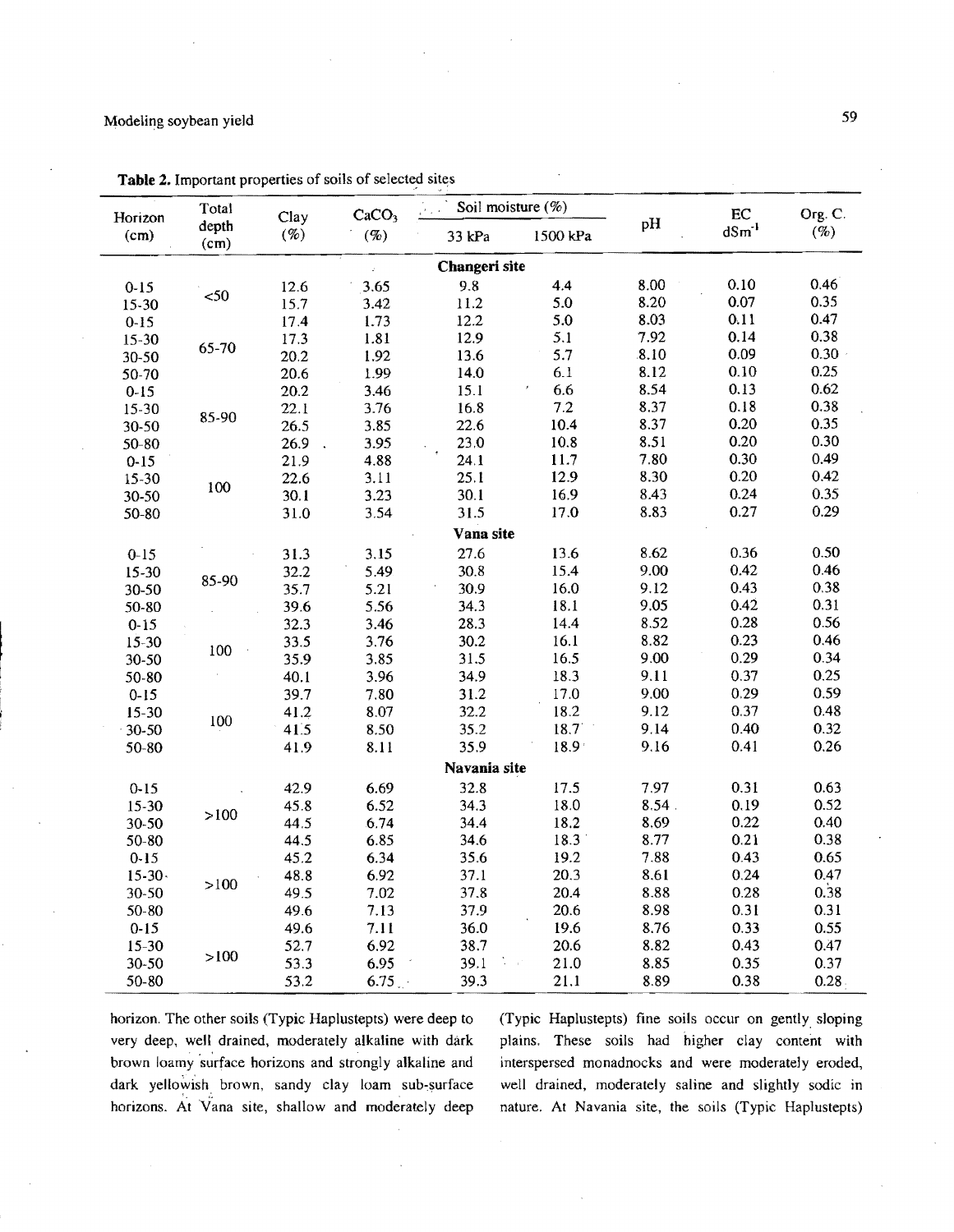**Table 2.** Important properties of soils of selected sites

| Horizon (cm) | Total depth (cm) | Clay (%) | $CaCO_3$ (%) | Soil moisture (%) | | pH | EC $dSm^{-1}$ | Org. C. (%) |
|---|---|---|---|---|---|---|---|---|
| | | | | 33 kPa | 1500 kPa | | | |
| **Changeri site** | | | | | | | | |
| 0-15 | <50 | 12.6 | 3.65 | 9.8 | 4.4 | 8.00 | 0.10 | 0.46 |
| 15-30 | | 15.7 | 3.42 | 11.2 | 5.0 | 8.20 | 0.07 | 0.35 |
| 0-15 | 65-70 | 17.4 | 1.73 | 12.2 | 5.0 | 8.03 | 0.11 | 0.47 |
| 15-30 | | 17.3 | 1.81 | 12.9 | 5.1 | 7.92 | 0.14 | 0.38 |
| 30-50 | | 20.2 | 1.92 | 13.6 | 5.7 | 8.10 | 0.09 | 0.30 |
| 50-70 | | 20.6 | 1.99 | 14.0 | 6.1 | 8.12 | 0.10 | 0.25 |
| 0-15 | 85-90 | 20.2 | 3.46 | 15.1 | 6.6 | 8.54 | 0.13 | 0.62 |
| 15-30 | | 22.1 | 3.76 | 16.8 | 7.2 | 8.37 | 0.18 | 0.38 |
| 30-50 | | 26.5 | 3.85 | 22.6 | 10.4 | 8.37 | 0.20 | 0.35 |
| 50-80 | | 26.9 | 3.95 | 23.0 | 10.8 | 8.51 | 0.20 | 0.30 |
| 0-15 | 100 | 21.9 | 4.88 | 24.1 | 11.7 | 7.80 | 0.30 | 0.49 |
| 15-30 | | 22.6 | 3.11 | 25.1 | 12.9 | 8.30 | 0.20 | 0.42 |
| 30-50 | | 30.1 | 3.23 | 30.1 | 16.9 | 8.43 | 0.24 | 0.35 |
| 50-80 | | 31.0 | 3.54 | 31.5 | 17.0 | 8.83 | 0.27 | 0.29 |
| **Vana site** | | | | | | | | |
| 0-15 | 85-90 | 31.3 | 3.15 | 27.6 | 13.6 | 8.62 | 0.36 | 0.50 |
| 15-30 | | 32.2 | 5.49 | 30.8 | 15.4 | 9.00 | 0.42 | 0.46 |
| 30-50 | | 35.7 | 5.21 | 30.9 | 16.0 | 9.12 | 0.43 | 0.38 |
| 50-80 | | 39.6 | 5.56 | 34.3 | 18.1 | 9.05 | 0.42 | 0.31 |
| 0-15 | 100 | 32.3 | 3.46 | 28.3 | 14.4 | 8.52 | 0.28 | 0.56 |
| 15-30 | | 33.5 | 3.76 | 30.2 | 16.1 | 8.82 | 0.23 | 0.46 |
| 30-50 | | 35.9 | 3.85 | 31.5 | 16.5 | 9.00 | 0.29 | 0.34 |
| 50-80 | | 40.1 | 3.96 | 34.9 | 18.3 | 9.11 | 0.37 | 0.25 |
| 0-15 | 100 | 39.7 | 7.80 | 31.2 | 17.0 | 9.00 | 0.29 | 0.59 |
| 15-30 | | 41.2 | 8.07 | 32.2 | 18.2 | 9.12 | 0.37 | 0.48 |
| 30-50 | | 41.5 | 8.50 | 35.2 | 18.7 | 9.14 | 0.40 | 0.32 |
| 50-80 | | 41.9 | 8.11 | 35.9 | 18.9 | 9.16 | 0.41 | 0.26 |
| **Navania site** | | | | | | | | |
| 0-15 | >100 | 42.9 | 6.69 | 32.8 | 17.5 | 7.97 | 0.31 | 0.63 |
| 15-30 | | 45.8 | 6.52 | 34.3 | 18.0 | 8.54 | 0.19 | 0.52 |
| 30-50 | | 44.5 | 6.74 | 34.4 | 18.2 | 8.69 | 0.22 | 0.40 |
| 50-80 | | 44.5 | 6.85 | 34.6 | 18.3 | 8.77 | 0.21 | 0.38 |
| 0-15 | >100 | 45.2 | 6.34 | 35.6 | 19.2 | 7.88 | 0.43 | 0.65 |
| 15-30 | | 48.8 | 6.92 | 37.1 | 20.3 | 8.61 | 0.24 | 0.47 |
| 30-50 | | 49.5 | 7.02 | 37.8 | 20.4 | 8.88 | 0.28 | 0.38 |
| 50-80 | | 49.6 | 7.13 | 37.9 | 20.6 | 8.98 | 0.31 | 0.31 |
| 0-15 | >100 | 49.6 | 7.11 | 36.0 | 19.6 | 8.76 | 0.33 | 0.55 |
| 15-30 | | 52.7 | 6.92 | 38.7 | 20.6 | 8.82 | 0.43 | 0.47 |
| 30-50 | | 53.3 | 6.95 | 39.1 | 21.0 | 8.85 | 0.35 | 0.37 |
| 50-80 | | 53.2 | 6.75 | 39.3 | 21.1 | 8.89 | 0.38 | 0.28 |

horizon. The other soils (Typic Haplustepts) were deep to very deep, well drained, moderately alkaline with dark brown loamy surface horizons and strongly alkaline and dark yellowish brown, sandy clay loam sub-surface horizons. At Vana site, shallow and moderately deep (Typic Haplustepts) fine soils occur on gently sloping plains. These soils had higher clay content with interspersed monadnocks and were moderately eroded, well drained, moderately saline and slightly sodic in nature. At Navania site, the soils (Typic Haplustepts)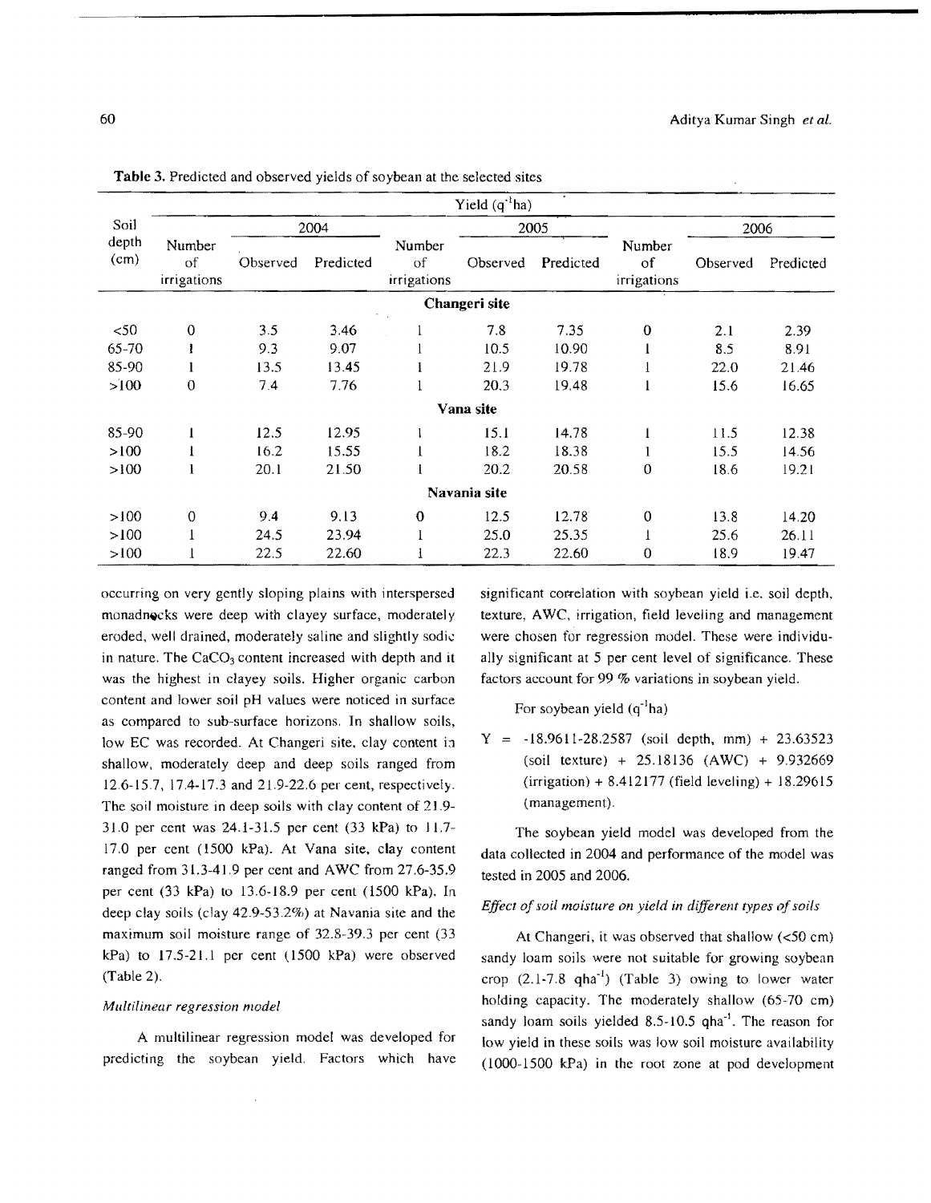**Table 3.** Predicted and observed yields of soybean at the selected sites

| Soil depth (cm) | Yield ($q^{-1}ha$) | | | | | | | | |
|---|---|---|---|---|---|---|---|---|---|
| | 2004 | | | 2005 | | | 2006 | | |
| | Number of irrigations | Observed | Predicted | Number of irrigations | Observed | Predicted | Number of irrigations | Observed | Predicted |
| **Changeri site** | | | | | | | | | |
| <50 | 0 | 3.5 | 3.46 | 1 | 7.8 | 7.35 | 0 | 2.1 | 2.39 |
| 65-70 | 1 | 9.3 | 9.07 | 1 | 10.5 | 10.90 | 1 | 8.5 | 8.91 |
| 85-90 | 1 | 13.5 | 13.45 | 1 | 21.9 | 19.78 | 1 | 22.0 | 21.46 |
| >100 | 0 | 7.4 | 7.76 | 1 | 20.3 | 19.48 | 1 | 15.6 | 16.65 |
| **Vana site** | | | | | | | | | |
| 85-90 | 1 | 12.5 | 12.95 | 1 | 15.1 | 14.78 | 1 | 11.5 | 12.38 |
| >100 | 1 | 16.2 | 15.55 | 1 | 18.2 | 18.38 | 1 | 15.5 | 14.56 |
| >100 | 1 | 20.1 | 21.50 | 1 | 20.2 | 20.58 | 0 | 18.6 | 19.21 |
| **Navania site** | | | | | | | | | |
| >100 | 0 | 9.4 | 9.13 | 0 | 12.5 | 12.78 | 0 | 13.8 | 14.20 |
| >100 | 1 | 24.5 | 23.94 | 1 | 25.0 | 25.35 | 1 | 25.6 | 26.11 |
| >100 | 1 | 22.5 | 22.60 | 1 | 22.3 | 22.60 | 0 | 18.9 | 19.47 |

occurring on very gently sloping plains with interspersed monadnocks were deep with clayey surface, moderately eroded, well drained, moderately saline and slightly sodic in nature. The $CaCO_3$ content increased with depth and it was the highest in clayey soils. Higher organic carbon content and lower soil pH values were noticed in surface as compared to sub-surface horizons. In shallow soils, low EC was recorded. At Changeri site, clay content in shallow, moderately deep and deep soils ranged from 12.6-15.7, 17.4-17.3 and 21.9-22.6 per cent, respectively. The soil moisture in deep soils with clay content of 21.9-31.0 per cent was 24.1-31.5 per cent (33 kPa) to 11.7-17.0 per cent (1500 kPa). At Vana site, clay content ranged from 31.3-41.9 per cent and AWC from 27.6-35.9 per cent (33 kPa) to 13.6-18.9 per cent (1500 kPa). In deep clay soils (clay 42.9-53.2%) at Navania site and the maximum soil moisture range of 32.8-39.3 per cent (33 kPa) to 17.5-21.1 per cent (1500 kPa) were observed (Table 2).

*Multilinear regression model*

A multilinear regression model was developed for predicting the soybean yield. Factors which have significant correlation with soybean yield i.e. soil depth, texture, AWC, irrigation, field leveling and management were chosen for regression model. These were individually significant at 5 per cent level of significance. These factors account for 99 % variations in soybean yield.

For soybean yield ($q^{-1}ha$)

$$Y = -18.9611 - 28.2587 \text{ (soil depth, mm)} + 23.63523 \text{ (soil texture)} + 25.18136 \text{ (AWC)} + 9.932669 \text{ (irrigation)} + 8.412177 \text{ (field leveling)} + 18.29615 \text{ (management)}.$$

The soybean yield model was developed from the data collected in 2004 and performance of the model was tested in 2005 and 2006.

*Effect of soil moisture on yield in different types of soils*

At Changeri, it was observed that shallow (<50 cm) sandy loam soils were not suitable for growing soybean crop (2.1-7.8 $qha^{-1}$) (Table 3) owing to lower water holding capacity. The moderately shallow (65-70 cm) sandy loam soils yielded 8.5-10.5 $qha^{-1}$. The reason for low yield in these soils was low soil moisture availability (1000-1500 kPa) in the root zone at pod development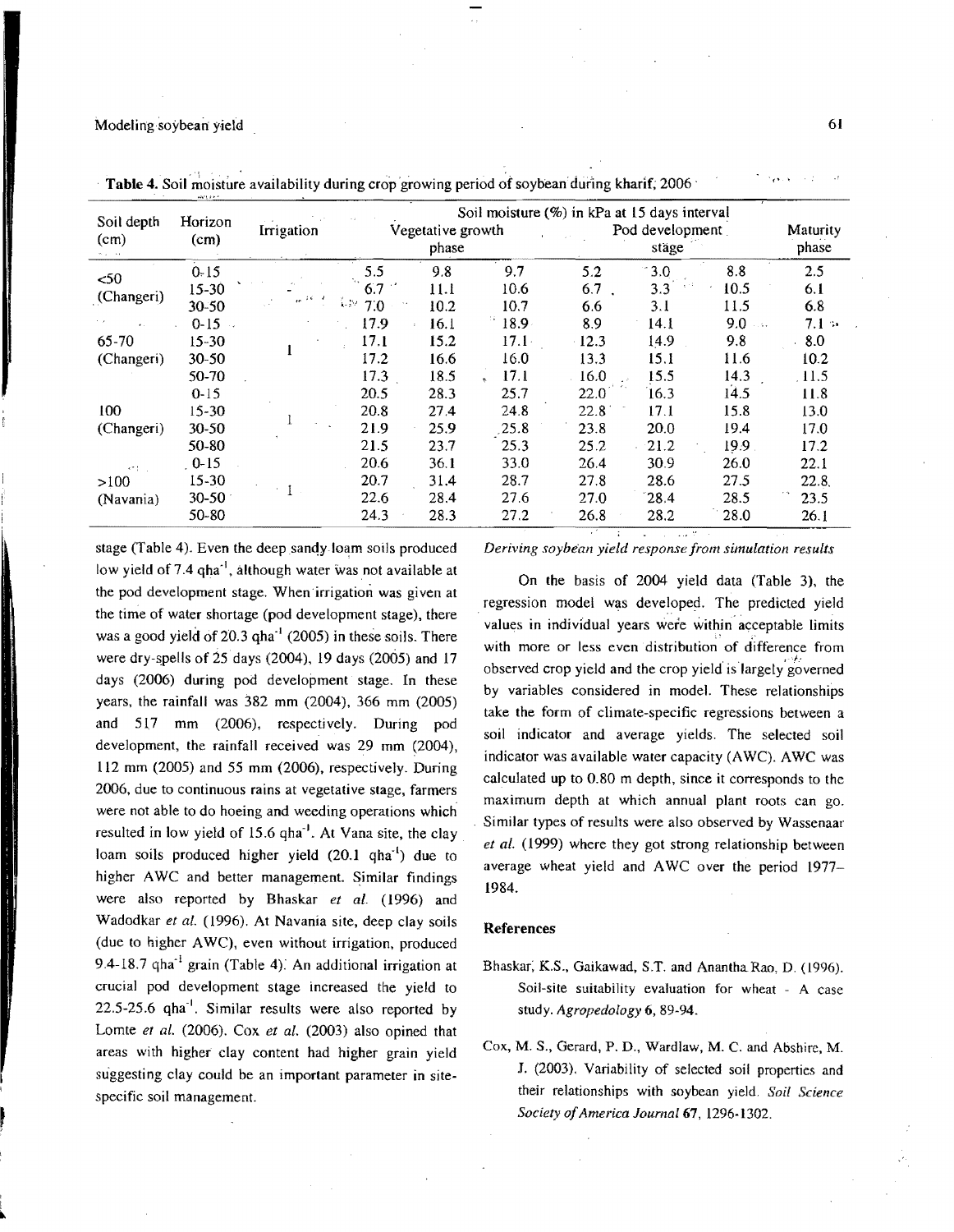**Table 4.** Soil moisture availability during crop growing period of soybean during kharif, 2006

| Soil depth (cm) | Horizon (cm) | Irrigation | Soil moisture (%) in kPa at 15 days interval | | | | | | |
|---|---|---|---|---|---|---|---|---|---|
| | | | Vegetative growth phase | | | Pod development stage | | | Maturity phase |
| <50 (Changeri) | 0-15 | - | 5.5 | 9.8 | 9.7 | 5.2 | 3.0 | 8.8 | 2.5 |
| | 15-30 | | 6.7 | 11.1 | 10.6 | 6.7 | 3.3 | 10.5 | 6.1 |
| | 30-50 | | 7.0 | 10.2 | 10.7 | 6.6 | 3.1 | 11.5 | 6.8 |
| 65-70 (Changeri) | 0-15 | 1 | 17.9 | 16.1 | 18.9 | 8.9 | 14.1 | 9.0 | 7.1 |
| | 15-30 | | 17.1 | 15.2 | 17.1 | 12.3 | 14.9 | 9.8 | 8.0 |
| | 30-50 | | 17.2 | 16.6 | 16.0 | 13.3 | 15.1 | 11.6 | 10.2 |
| | 50-70 | | 17.3 | 18.5 | 17.1 | 16.0 | 15.5 | 14.3 | 11.5 |
| 100 (Changeri) | 0-15 | 1 | 20.5 | 28.3 | 25.7 | 22.0 | 16.3 | 14.5 | 11.8 |
| | 15-30 | | 20.8 | 27.4 | 24.8 | 22.8 | 17.1 | 15.8 | 13.0 |
| | 30-50 | | 21.9 | 25.9 | 25.8 | 23.8 | 20.0 | 19.4 | 17.0 |
| | 50-80 | | 21.5 | 23.7 | 25.3 | 25.2 | 21.2 | 19.9 | 17.2 |
| >100 (Navania) | 0-15 | 1 | 20.6 | 36.1 | 33.0 | 26.4 | 30.9 | 26.0 | 22.1 |
| | 15-30 | | 20.7 | 31.4 | 28.7 | 27.8 | 28.6 | 27.5 | 22.8 |
| | 30-50 | | 22.6 | 28.4 | 27.6 | 27.0 | 28.4 | 28.5 | 23.5 |
| | 50-80 | | 24.3 | 28.3 | 27.2 | 26.8 | 28.2 | 28.0 | 26.1 |

stage (Table 4). Even the deep sandy loam soils produced low yield of 7.4 q$ha^{-1}$, although water was not available at the pod development stage. When irrigation was given at the time of water shortage (pod development stage), there was a good yield of 20.3 q$ha^{-1}$ (2005) in these soils. There were dry-spells of 25 days (2004), 19 days (2005) and 17 days (2006) during pod development stage. In these years, the rainfall was 382 mm (2004), 366 mm (2005) and 517 mm (2006), respectively. During pod development, the rainfall received was 29 mm (2004), 112 mm (2005) and 55 mm (2006), respectively. During 2006, due to continuous rains at vegetative stage, farmers were not able to do hoeing and weeding operations which resulted in low yield of 15.6 q$ha^{-1}$. At Vana site, the clay loam soils produced higher yield (20.1 q$ha^{-1}$) due to higher AWC and better management. Similar findings were also reported by Bhaskar *et al.* (1996) and Wadodkar *et al.* (1996). At Navania site, deep clay soils (due to higher AWC), even without irrigation, produced 9.4-18.7 q$ha^{-1}$ grain (Table 4). An additional irrigation at crucial pod development stage increased the yield to 22.5-25.6 q$ha^{-1}$. Similar results were also reported by Lomte *et al.* (2006). Cox *et al.* (2003) also opined that areas with higher clay content had higher grain yield suggesting clay could be an important parameter in site-specific soil management.

*Deriving soybean yield response from simulation results*

On the basis of 2004 yield data (Table 3), the regression model was developed. The predicted yield values in individual years were within acceptable limits with more or less even distribution of difference from observed crop yield and the crop yield is largely governed by variables considered in model. These relationships take the form of climate-specific regressions between a soil indicator and average yields. The selected soil indicator was available water capacity (AWC). AWC was calculated up to 0.80 m depth, since it corresponds to the maximum depth at which annual plant roots can go. Similar types of results were also observed by Wassenaar *et al.* (1999) where they got strong relationship between average wheat yield and AWC over the period 1977–1984.

## References

Bhaskar, K.S., Gaikawad, S.T. and Anantha Rao, D. (1996). Soil-site suitability evaluation for wheat - A case study. *Agropedology* **6**, 89-94.

Cox, M. S., Gerard, P. D., Wardlaw, M. C. and Abshire, M. J. (2003). Variability of selected soil properties and their relationships with soybean yield. *Soil Science Society of America Journal* **67**, 1296-1302.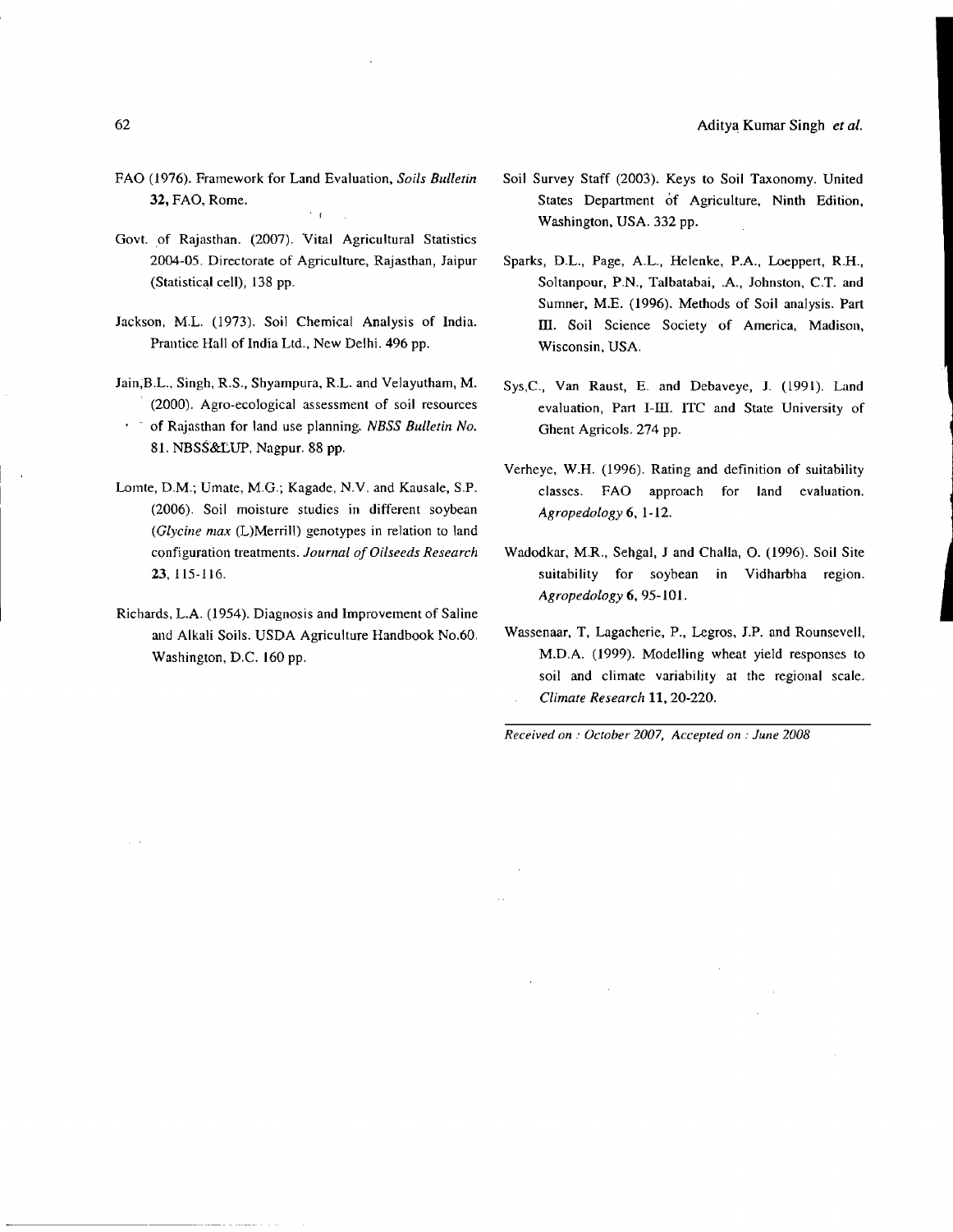FAO (1976). Framework for Land Evaluation, *Soils Bulletin* **32,** FAO, Rome.

Govt. of Rajasthan. (2007). Vital Agricultural Statistics 2004-05. Directorate of Agriculture, Rajasthan, Jaipur (Statistical cell), 138 pp.

Jackson, M.L. (1973). Soil Chemical Analysis of India. Prantice Hall of India Ltd., New Delhi. 496 pp.

Jain,B.L., Singh, R.S., Shyampura, R.L. and Velayutham, M. (2000). Agro-ecological assessment of soil resources of Rajasthan for land use planning. *NBSS Bulletin No.* 81. NBSS&LUP, Nagpur. 88 pp.

Lomte, D.M.; Umate, M.G.; Kagade, N.V. and Kausale, S.P. (2006). Soil moisture studies in different soybean (*Glycine max* (L)Merrill) genotypes in relation to land configuration treatments. *Journal of Oilseeds Research* **23**, 115-116.

Richards, L.A. (1954). Diagnosis and Improvement of Saline and Alkali Soils. USDA Agriculture Handbook No.60. Washington, D.C. 160 pp.

Soil Survey Staff (2003). Keys to Soil Taxonomy. United States Department of Agriculture, Ninth Edition, Washington, USA. 332 pp.

Sparks, D.L., Page, A.L., Helenke, P.A., Loeppert, R.H., Soltanpour, P.N., Talbatabai, .A., Johnston, C.T. and Sumner, M.E. (1996). Methods of Soil analysis. Part III. Soil Science Society of America, Madison, Wisconsin, USA.

Sys,C., Van Raust, E. and Debaveye, J. (1991). Land evaluation, Part I-III. ITC and State University of Ghent Agricols. 274 pp.

Verheye, W.H. (1996). Rating and definition of suitability classes. FAO approach for land evaluation. *Agropedology* **6**, 1-12.

Wadodkar, M.R., Sehgal, J and Challa, O. (1996). Soil Site suitability for soybean in Vidharbha region. *Agropedology* **6**, 95-101.

Wassenaar, T, Lagacherie, P., Legros, J.P. and Rounsevell, M.D.A. (1999). Modelling wheat yield responses to soil and climate variability at the regional scale. *Climate Research* **11**, 20-220.

*Received on : October 2007, Accepted on : June 2008*